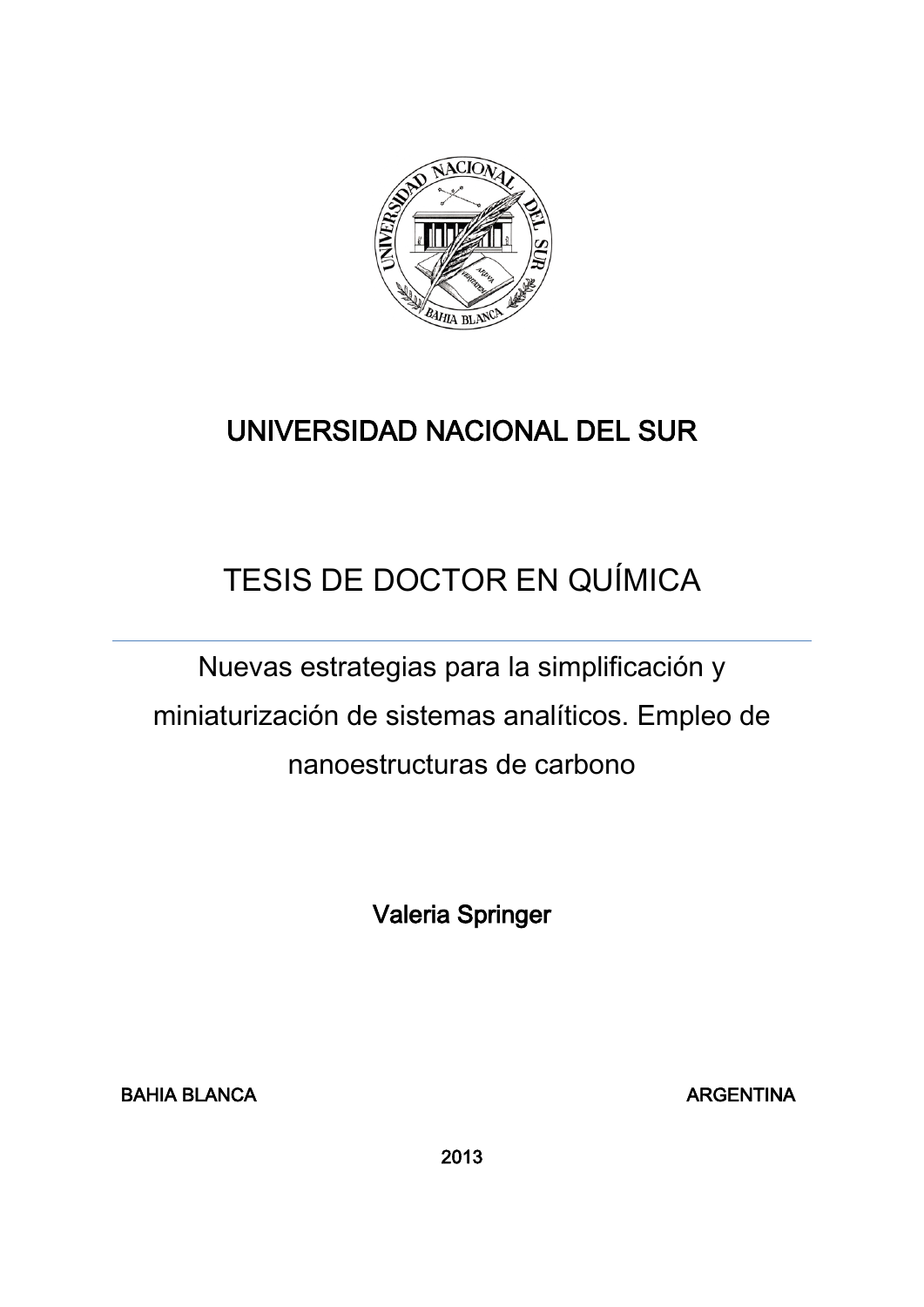UNIVERSIDAD NACIONAL DEL SUR

# TESIS DE DOCTOR EN QUÍMICA

---

Nuevas estrategias para la simplificación y miniaturización de sistemas analíticos. Empleo de nanoestructuras de carbono

Valeria Springer

BAHIA BLANCA ARGENTINA

2013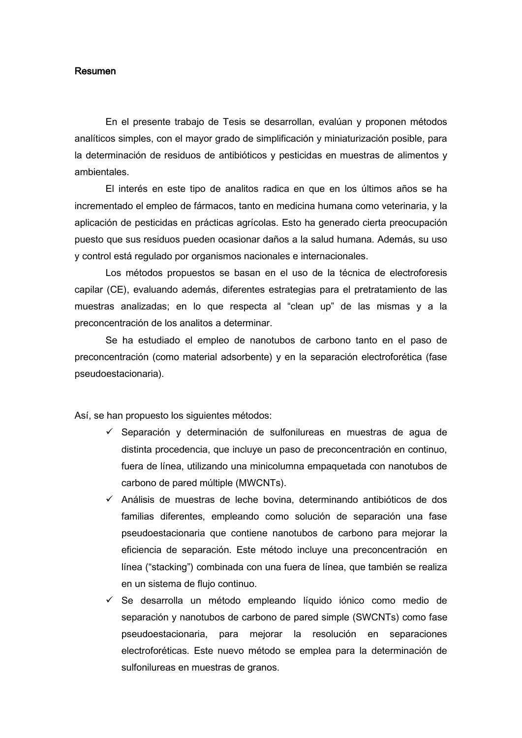## Resumen

En el presente trabajo de Tesis se desarrollan, evalúan y proponen métodos analíticos simples, con el mayor grado de simplificación y miniaturización posible, para la determinación de residuos de antibióticos y pesticidas en muestras de alimentos y ambientales.

El interés en este tipo de analitos radica en que en los últimos años se ha incrementado el empleo de fármacos, tanto en medicina humana como veterinaria, y la aplicación de pesticidas en prácticas agrícolas. Esto ha generado cierta preocupación puesto que sus residuos pueden ocasionar daños a la salud humana. Además, su uso y control está regulado por organismos nacionales e internacionales.

Los métodos propuestos se basan en el uso de la técnica de electroforesis capilar (CE), evaluando además, diferentes estrategias para el pretratamiento de las muestras analizadas; en lo que respecta al "clean up" de las mismas y a la preconcentración de los analitos a determinar.

Se ha estudiado el empleo de nanotubos de carbono tanto en el paso de preconcentración (como material adsorbente) y en la separación electroforética (fase pseudoestacionaria).

Así, se han propuesto los siguientes métodos:

- ✓ Separación y determinación de sulfonilureas en muestras de agua de distinta procedencia, que incluye un paso de preconcentración en continuo, fuera de línea, utilizando una minicolumna empaquetada con nanotubos de carbono de pared múltiple (MWCNTs).
- ✓ Análisis de muestras de leche bovina, determinando antibióticos de dos familias diferentes, empleando como solución de separación una fase pseudoestacionaria que contiene nanotubos de carbono para mejorar la eficiencia de separación. Este método incluye una preconcentración en línea ("stacking") combinada con una fuera de línea, que también se realiza en un sistema de flujo continuo.
- ✓ Se desarrolla un método empleando líquido iónico como medio de separación y nanotubos de carbono de pared simple (SWCNTs) como fase pseudoestacionaria, para mejorar la resolución en separaciones electroforéticas. Este nuevo método se emplea para la determinación de sulfonilureas en muestras de granos.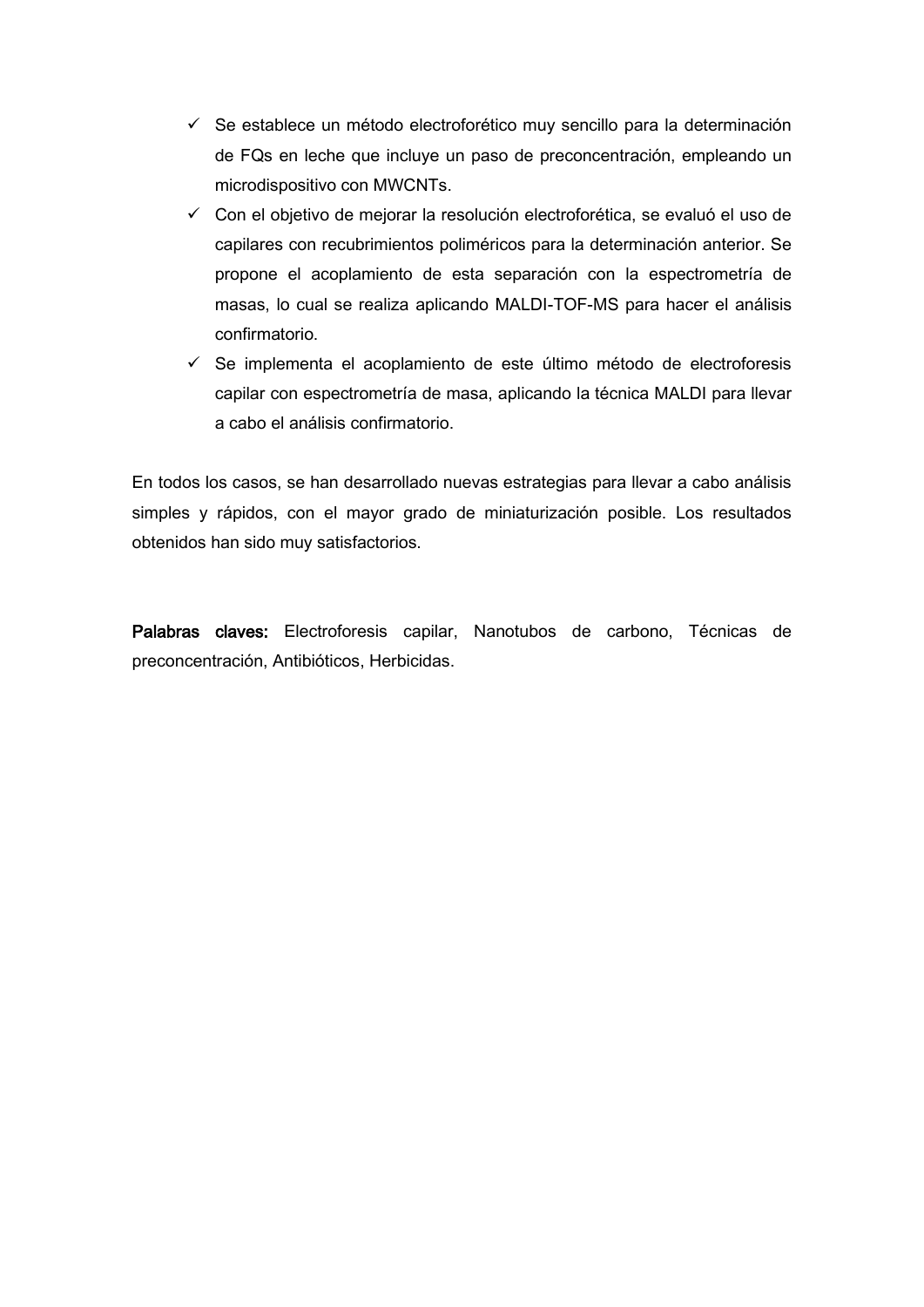- ✓ Se establece un método electroforético muy sencillo para la determinación de FQs en leche que incluye un paso de preconcentración, empleando un microdispositivo con MWCNTs.
- ✓ Con el objetivo de mejorar la resolución electroforética, se evaluó el uso de capilares con recubrimientos poliméricos para la determinación anterior. Se propone el acoplamiento de esta separación con la espectrometría de masas, lo cual se realiza aplicando MALDI-TOF-MS para hacer el análisis confirmatorio.
- ✓ Se implementa el acoplamiento de este último método de electroforesis capilar con espectrometría de masa, aplicando la técnica MALDI para llevar a cabo el análisis confirmatorio.

En todos los casos, se han desarrollado nuevas estrategias para llevar a cabo análisis simples y rápidos, con el mayor grado de miniaturización posible. Los resultados obtenidos han sido muy satisfactorios.

**Palabras claves:** Electroforesis capilar, Nanotubos de carbono, Técnicas de preconcentración, Antibióticos, Herbicidas.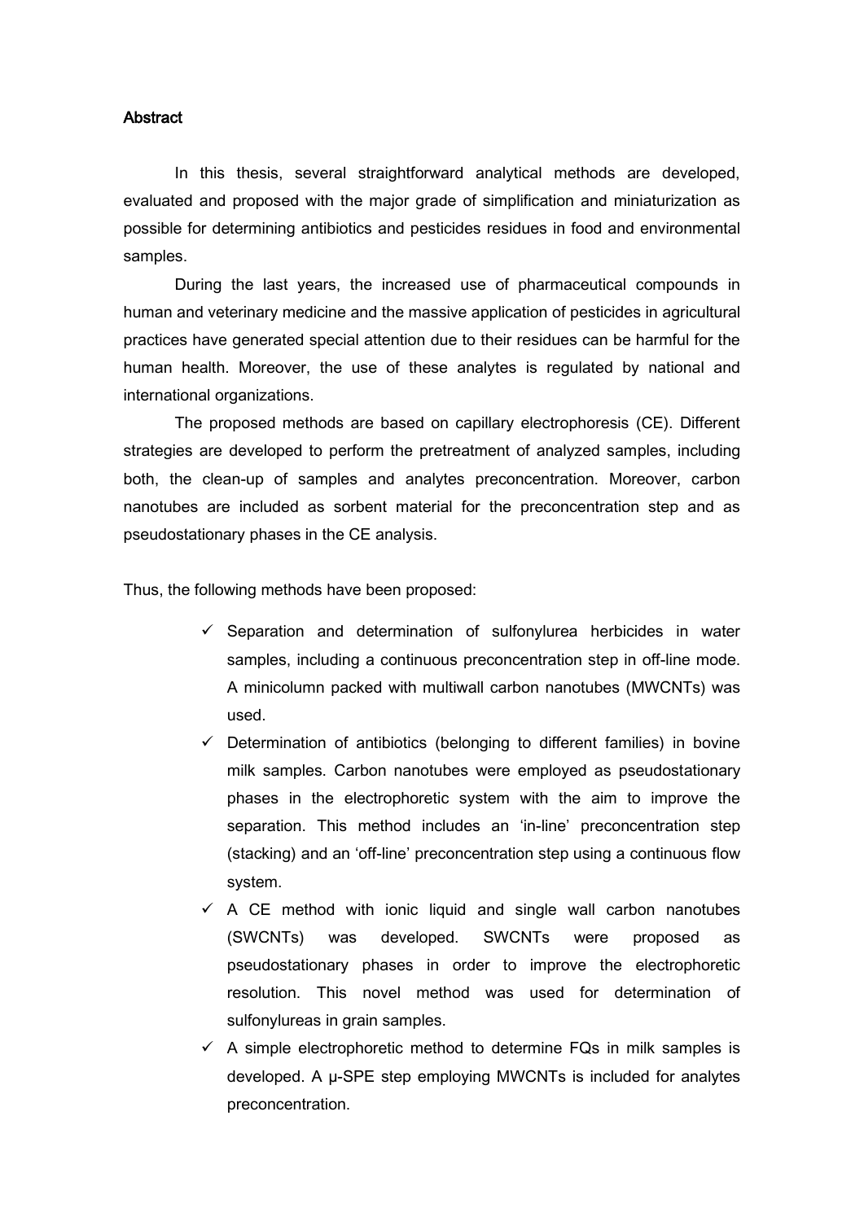## Abstract

In this thesis, several straightforward analytical methods are developed, evaluated and proposed with the major grade of simplification and miniaturization as possible for determining antibiotics and pesticides residues in food and environmental samples.

During the last years, the increased use of pharmaceutical compounds in human and veterinary medicine and the massive application of pesticides in agricultural practices have generated special attention due to their residues can be harmful for the human health. Moreover, the use of these analytes is regulated by national and international organizations.

The proposed methods are based on capillary electrophoresis (CE). Different strategies are developed to perform the pretreatment of analyzed samples, including both, the clean-up of samples and analytes preconcentration. Moreover, carbon nanotubes are included as sorbent material for the preconcentration step and as pseudostationary phases in the CE analysis.

Thus, the following methods have been proposed:

- ✓ Separation and determination of sulfonylurea herbicides in water samples, including a continuous preconcentration step in off-line mode. A minicolumn packed with multiwall carbon nanotubes (MWCNTs) was used.
- ✓ Determination of antibiotics (belonging to different families) in bovine milk samples. Carbon nanotubes were employed as pseudostationary phases in the electrophoretic system with the aim to improve the separation. This method includes an 'in-line' preconcentration step (stacking) and an 'off-line' preconcentration step using a continuous flow system.
- ✓ A CE method with ionic liquid and single wall carbon nanotubes (SWCNTs) was developed. SWCNTs were proposed as pseudostationary phases in order to improve the electrophoretic resolution. This novel method was used for determination of sulfonylureas in grain samples.
- ✓ A simple electrophoretic method to determine FQs in milk samples is developed. A μ-SPE step employing MWCNTs is included for analytes preconcentration.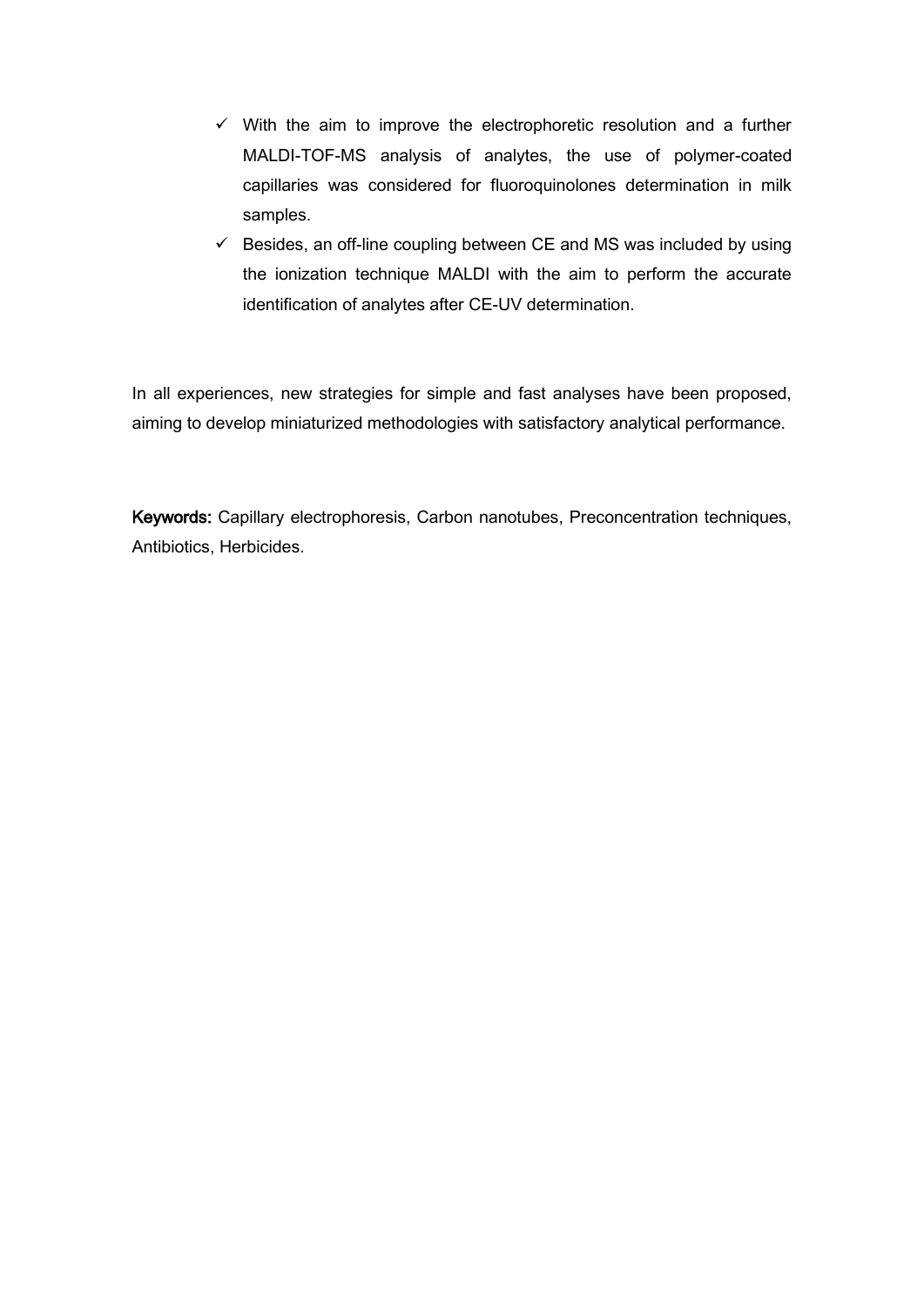- ✓ With the aim to improve the electrophoretic resolution and a further MALDI-TOF-MS analysis of analytes, the use of polymer-coated capillaries was considered for fluoroquinolones determination in milk samples.
- ✓ Besides, an off-line coupling between CE and MS was included by using the ionization technique MALDI with the aim to perform the accurate identification of analytes after CE-UV determination.

In all experiences, new strategies for simple and fast analyses have been proposed, aiming to develop miniaturized methodologies with satisfactory analytical performance.

**Keywords:** Capillary electrophoresis, Carbon nanotubes, Preconcentration techniques, Antibiotics, Herbicides.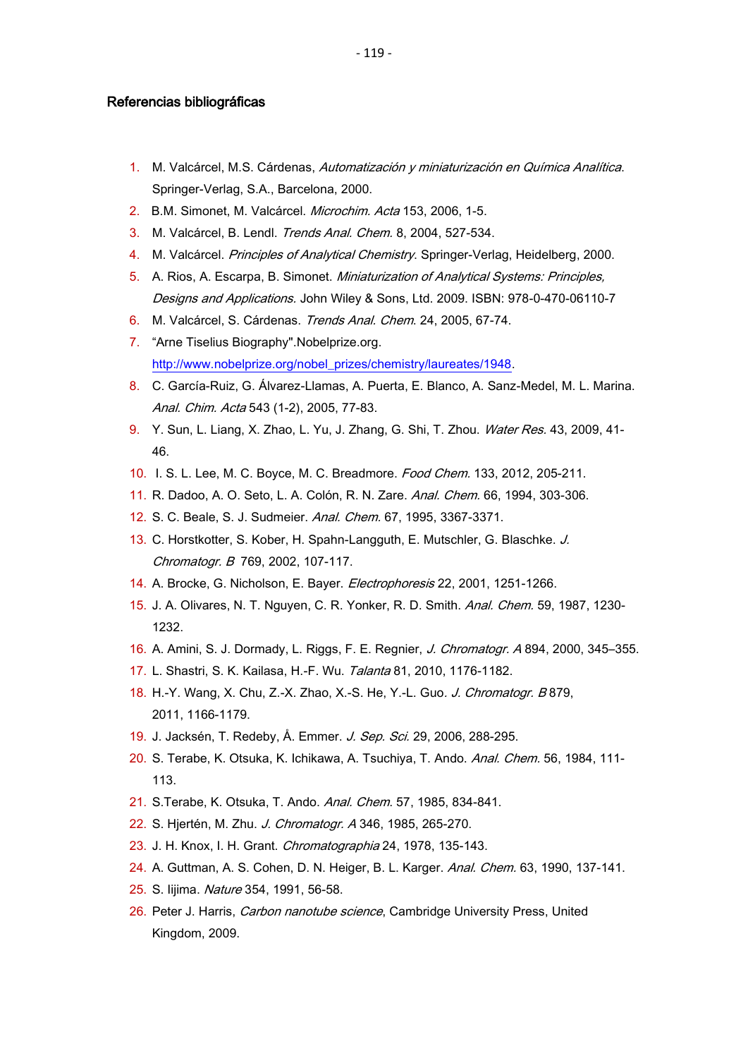## Referencias bibliográficas

1. M. Valcárcel, M.S. Cárdenas, *Automatización y miniaturización en Química Analítica*. Springer-Verlag, S.A., Barcelona, 2000.
2. B.M. Simonet, M. Valcárcel. *Microchim. Acta* 153, 2006, 1-5.
3. M. Valcárcel, B. Lendl. *Trends Anal. Chem.* 8, 2004, 527-534.
4. M. Valcárcel. *Principles of Analytical Chemistry*. Springer-Verlag, Heidelberg, 2000.
5. A. Rios, A. Escarpa, B. Simonet. *Miniaturization of Analytical Systems: Principles, Designs and Applications*. John Wiley & Sons, Ltd. 2009. ISBN: 978-0-470-06110-7
6. M. Valcárcel, S. Cárdenas. *Trends Anal. Chem.* 24, 2005, 67-74.
7. "Arne Tiselius Biography".Nobelprize.org. http://www.nobelprize.org/nobel_prizes/chemistry/laureates/1948.
8. C. García-Ruiz, G. Álvarez-Llamas, A. Puerta, E. Blanco, A. Sanz-Medel, M. L. Marina. *Anal. Chim. Acta* 543 (1-2), 2005, 77-83.
9. Y. Sun, L. Liang, X. Zhao, L. Yu, J. Zhang, G. Shi, T. Zhou. *Water Res.* 43, 2009, 41-46.
10. I. S. L. Lee, M. C. Boyce, M. C. Breadmore. *Food Chem.* 133, 2012, 205-211.
11. R. Dadoo, A. O. Seto, L. A. Colón, R. N. Zare. *Anal. Chem.* 66, 1994, 303-306.
12. S. C. Beale, S. J. Sudmeier. *Anal. Chem.* 67, 1995, 3367-3371.
13. C. Horstkotter, S. Kober, H. Spahn-Langguth, E. Mutschler, G. Blaschke. *J. Chromatogr. B* 769, 2002, 107-117.
14. A. Brocke, G. Nicholson, E. Bayer. *Electrophoresis* 22, 2001, 1251-1266.
15. J. A. Olivares, N. T. Nguyen, C. R. Yonker, R. D. Smith. *Anal. Chem.* 59, 1987, 1230-1232.
16. A. Amini, S. J. Dormady, L. Riggs, F. E. Regnier, *J. Chromatogr. A* 894, 2000, 345–355.
17. L. Shastri, S. K. Kailasa, H.-F. Wu. *Talanta* 81, 2010, 1176-1182.
18. H.-Y. Wang, X. Chu, Z.-X. Zhao, X.-S. He, Y.-L. Guo. *J. Chromatogr. B* 879, 2011, 1166-1179.
19. J. Jacksén, T. Redeby, Å. Emmer. *J. Sep. Sci.* 29, 2006, 288-295.
20. S. Terabe, K. Otsuka, K. Ichikawa, A. Tsuchiya, T. Ando. *Anal. Chem.* 56, 1984, 111-113.
21. S.Terabe, K. Otsuka, T. Ando. *Anal. Chem.* 57, 1985, 834-841.
22. S. Hjertén, M. Zhu. *J. Chromatogr. A* 346, 1985, 265-270.
23. J. H. Knox, I. H. Grant. *Chromatographia* 24, 1978, 135-143.
24. A. Guttman, A. S. Cohen, D. N. Heiger, B. L. Karger. *Anal. Chem.* 63, 1990, 137-141.
25. S. Iijima. *Nature* 354, 1991, 56-58.
26. Peter J. Harris, *Carbon nanotube science*, Cambridge University Press, United Kingdom, 2009.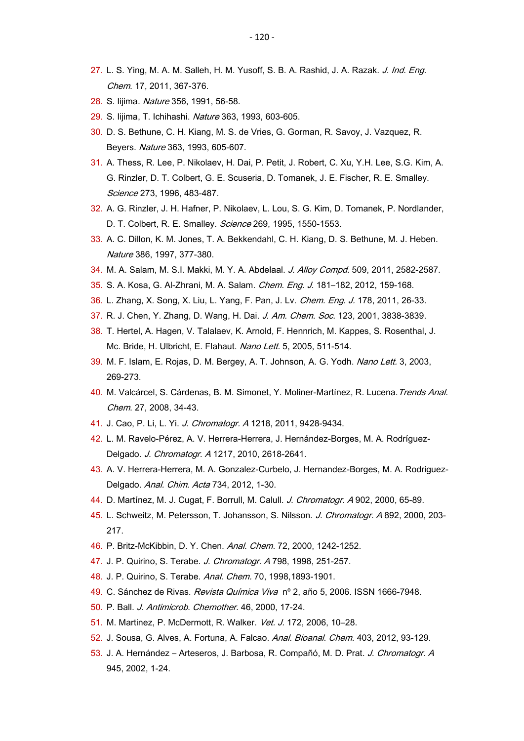27. L. S. Ying, M. A. M. Salleh, H. M. Yusoff, S. B. A. Rashid, J. A. Razak. *J. Ind. Eng. Chem.* 17, 2011, 367-376.
28. S. Iijima. *Nature* 356, 1991, 56-58.
29. S. Iijima, T. Ichihashi. *Nature* 363, 1993, 603-605.
30. D. S. Bethune, C. H. Kiang, M. S. de Vries, G. Gorman, R. Savoy, J. Vazquez, R. Beyers. *Nature* 363, 1993, 605-607.
31. A. Thess, R. Lee, P. Nikolaev, H. Dai, P. Petit, J. Robert, C. Xu, Y.H. Lee, S.G. Kim, A. G. Rinzler, D. T. Colbert, G. E. Scuseria, D. Tomanek, J. E. Fischer, R. E. Smalley. *Science* 273, 1996, 483-487.
32. A. G. Rinzler, J. H. Hafner, P. Nikolaev, L. Lou, S. G. Kim, D. Tomanek, P. Nordlander, D. T. Colbert, R. E. Smalley. *Science* 269, 1995, 1550-1553.
33. A. C. Dillon, K. M. Jones, T. A. Bekkendahl, C. H. Kiang, D. S. Bethune, M. J. Heben. *Nature* 386, 1997, 377-380.
34. M. A. Salam, M. S.I. Makki, M. Y. A. Abdelaal. *J. Alloy Compd.* 509, 2011, 2582-2587.
35. S. A. Kosa, G. Al-Zhrani, M. A. Salam. *Chem. Eng. J.* 181–182, 2012, 159-168.
36. L. Zhang, X. Song, X. Liu, L. Yang, F. Pan, J. Lv. *Chem. Eng. J.* 178, 2011, 26-33.
37. R. J. Chen, Y. Zhang, D. Wang, H. Dai. *J. Am. Chem. Soc.* 123, 2001, 3838-3839.
38. T. Hertel, A. Hagen, V. Talalaev, K. Arnold, F. Hennrich, M. Kappes, S. Rosenthal, J. Mc. Bride, H. Ulbricht, E. Flahaut. *Nano Lett.* 5, 2005, 511-514.
39. M. F. Islam, E. Rojas, D. M. Bergey, A. T. Johnson, A. G. Yodh. *Nano Lett.* 3, 2003, 269-273.
40. M. Valcárcel, S. Cárdenas, B. M. Simonet, Y. Moliner-Martínez, R. Lucena. *Trends Anal. Chem.* 27, 2008, 34-43.
41. J. Cao, P. Li, L. Yi. *J. Chromatogr. A* 1218, 2011, 9428-9434.
42. L. M. Ravelo-Pérez, A. V. Herrera-Herrera, J. Hernández-Borges, M. A. Rodríguez-Delgado. *J. Chromatogr. A* 1217, 2010, 2618-2641.
43. A. V. Herrera-Herrera, M. A. Gonzalez-Curbelo, J. Hernandez-Borges, M. A. Rodriguez-Delgado. *Anal. Chim. Acta* 734, 2012, 1-30.
44. D. Martínez, M. J. Cugat, F. Borrull, M. Calull. *J. Chromatogr. A* 902, 2000, 65-89.
45. L. Schweitz, M. Petersson, T. Johansson, S. Nilsson. *J. Chromatogr. A* 892, 2000, 203-217.
46. P. Britz-McKibbin, D. Y. Chen. *Anal. Chem.* 72, 2000, 1242-1252.
47. J. P. Quirino, S. Terabe. *J. Chromatogr. A* 798, 1998, 251-257.
48. J. P. Quirino, S. Terabe. *Anal. Chem.* 70, 1998,1893-1901.
49. C. Sánchez de Rivas. *Revista Química Viva* nº 2, año 5, 2006. ISSN 1666-7948.
50. P. Ball. *J. Antimicrob. Chemother.* 46, 2000, 17-24.
51. M. Martinez, P. McDermott, R. Walker. *Vet. J.* 172, 2006, 10–28.
52. J. Sousa, G. Alves, A. Fortuna, A. Falcao. *Anal. Bioanal. Chem.* 403, 2012, 93-129.
53. J. A. Hernández – Arteseros, J. Barbosa, R. Compañó, M. D. Prat. *J. Chromatogr. A* 945, 2002, 1-24.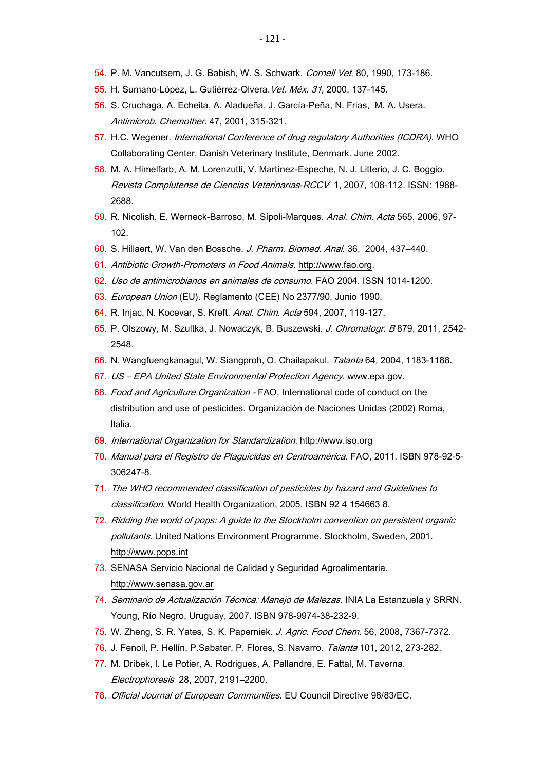54. P. M. Vancutsem, J. G. Babish, W. S. Schwark. *Cornell Vet.* 80, 1990, 173-186.
55. H. Sumano-López, L. Gutiérrez-Olvera. *Vet. Méx. 31,* 2000, 137-145.
56. S. Cruchaga, A. Echeita, A. Aladueña, J. García-Peña, N. Frias, M. A. Usera. *Antimicrob. Chemother.* 47, 2001, 315-321.
57. H.C. Wegener. *International Conference of drug regulatory Authorities (ICDRA).* WHO Collaborating Center, Danish Veterinary Institute, Denmark. June 2002.
58. M. A. Himelfarb, A. M. Lorenzutti, V. Martínez-Espeche, N. J. Litterio, J. C. Boggio. *Revista Complutense de Ciencias Veterinarias-RCCV* 1, 2007, 108-112. ISSN: 1988-2688.
59. R. Nicolish, E. Werneck-Barroso, M. Sípoli-Marques. *Anal. Chim. Acta* 565, 2006, 97-102.
60. S. Hillaert, W. Van den Bossche. *J. Pharm. Biomed. Anal.* 36, 2004, 437–440.
61. *Antibiotic Growth-Promoters in Food Animals*. http://www.fao.org.
62. *Uso de antimicrobianos en animales de consumo.* FAO 2004. ISSN 1014-1200.
63. *European Union* (EU). Reglamento (CEE) No 2377/90, Junio 1990.
64. R. Injac, N. Kocevar, S. Kreft. *Anal. Chim. Acta* 594, 2007, 119-127.
65. P. Olszowy, M. Szultka, J. Nowaczyk, B. Buszewski. *J. Chromatogr. B* 879, 2011, 2542-2548.
66. N. Wangfuengkanagul, W. Siangproh, O. Chailapakul. *Talanta* 64*,* 2004, 1183-1188.
67. *US – EPA United State Environmental Protection Agency*. www.epa.gov.
68. *Food and Agriculture Organization* - FAO, International code of conduct on the distribution and use of pesticides. Organización de Naciones Unidas (2002) Roma, Italia.
69. *International Organization for Standardization*. http://www.iso.org
70. *Manual para el Registro de Plaguicidas en Centroamérica.* FAO, 2011. ISBN 978-92-5-306247-8.
71. *The WHO recommended classification of pesticides by hazard and Guidelines to classification*. World Health Organization, 2005. ISBN 92 4 154663 8.
72. *Ridding the world of pops: A guide to the Stockholm convention on persistent organic pollutants.* United Nations Environment Programme. Stockholm, Sweden, 2001. http://www.pops.int
73. SENASA Servicio Nacional de Calidad y Seguridad Agroalimentaria. http://www.senasa.gov.ar
74. *Seminario de Actualización Técnica: Manejo de Malezas*. INIA La Estanzuela y SRRN. Young, Río Negro, Uruguay, 2007. ISBN 978-9974-38-232-9.
75. W. Zheng, S. R. Yates, S. K. Paperniek. *J. Agric. Food Chem.* 56, 2008**,** 7367-7372.
76. J. Fenoll, P. Hellín, P.Sabater, P. Flores, S. Navarro. *Talanta* 101, 2012, 273-282.
77. M. Dribek, I. Le Potier, A. Rodrigues, A. Pallandre, E. Fattal, M. Taverna. *Electrophoresis* 28, 2007, 2191–2200.
78. *Official Journal of European Communities.* EU Council Directive 98/83/EC.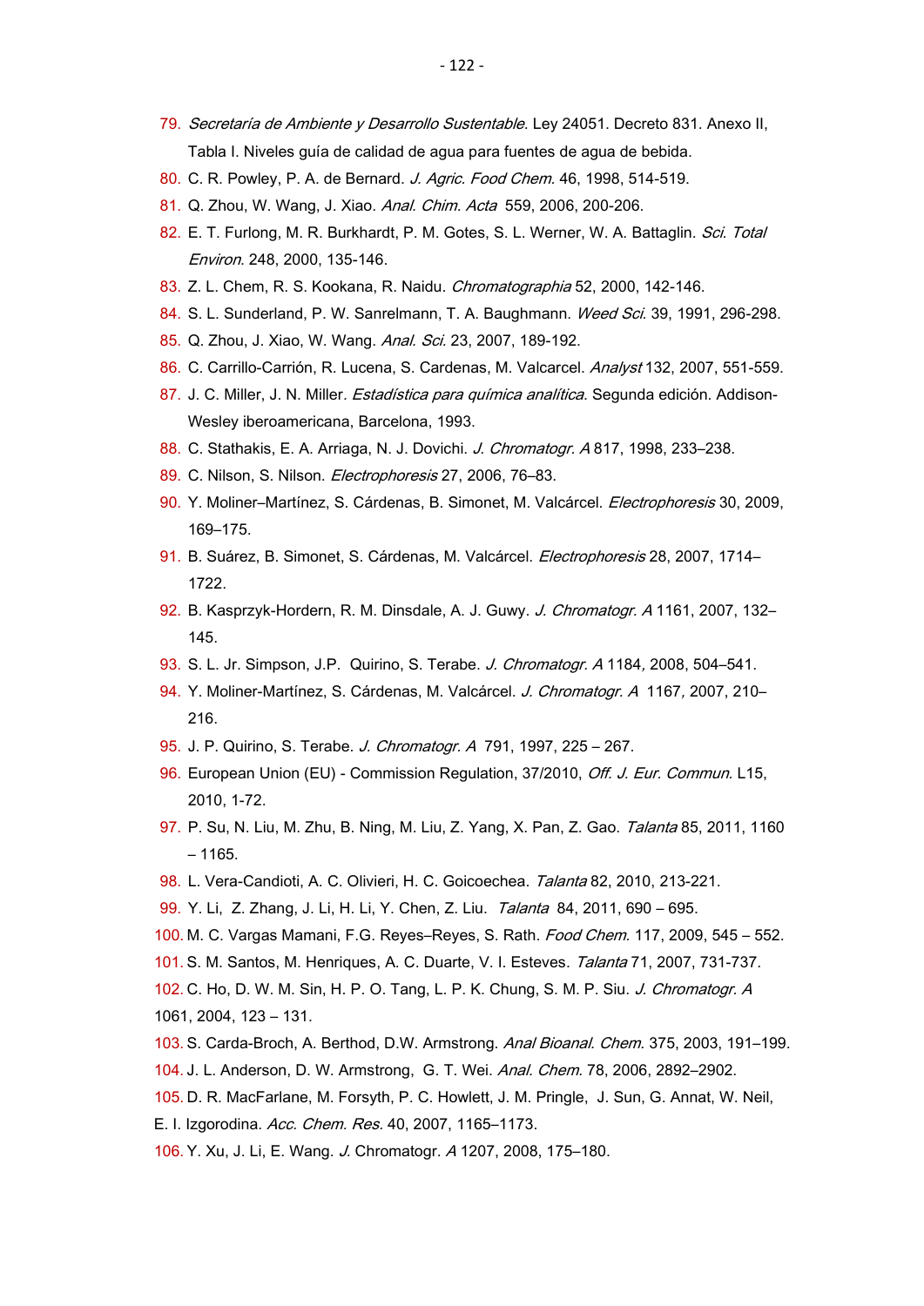79. *Secretaría de Ambiente y Desarrollo Sustentable*. Ley 24051. Decreto 831. Anexo II, Tabla I. Niveles guía de calidad de agua para fuentes de agua de bebida.
80. C. R. Powley, P. A. de Bernard. *J. Agric. Food Chem*. 46, 1998, 514-519.
81. Q. Zhou, W. Wang, J. Xiao. *Anal. Chim. Acta* 559, 2006, 200-206.
82. E. T. Furlong, M. R. Burkhardt, P. M. Gotes, S. L. Werner, W. A. Battaglin. *Sci. Total Environ*. 248, 2000, 135-146.
83. Z. L. Chem, R. S. Kookana, R. Naidu. *Chromatographia* 52, 2000, 142-146.
84. S. L. Sunderland, P. W. Sanrelmann, T. A. Baughmann. *Weed Sci*. 39, 1991, 296-298.
85. Q. Zhou, J. Xiao, W. Wang. *Anal. Sci*. 23, 2007, 189-192.
86. C. Carrillo-Carrión, R. Lucena, S. Cardenas, M. Valcarcel. *Analyst* 132, 2007, 551-559.
87. J. C. Miller, J. N. Miller. *Estadística para química analítica*. Segunda edición. Addison-Wesley iberoamericana, Barcelona, 1993.
88. C. Stathakis, E. A. Arriaga, N. J. Dovichi. *J. Chromatogr. A* 817, 1998, 233–238.
89. C. Nilson, S. Nilson. *Electrophoresis* 27, 2006, 76–83.
90. Y. Moliner–Martínez, S. Cárdenas, B. Simonet, M. Valcárcel. *Electrophoresis* 30, 2009, 169–175.
91. B. Suárez, B. Simonet, S. Cárdenas, M. Valcárcel. *Electrophoresis* 28, 2007, 1714–1722.
92. B. Kasprzyk-Hordern, R. M. Dinsdale, A. J. Guwy. *J. Chromatogr. A* 1161, 2007, 132–145.
93. S. L. Jr. Simpson, J.P. Quirino, S. Terabe. *J. Chromatogr. A* 1184*,* 2008, 504–541.
94. Y. Moliner-Martínez, S. Cárdenas, M. Valcárcel. *J. Chromatogr. A* 1167*,* 2007, 210–216.
95. J. P. Quirino, S. Terabe. *J. Chromatogr. A* 791, 1997, 225 – 267.
96. European Union (EU) - Commission Regulation, 37/2010, *Off. J. Eur. Commun.* L15, 2010, 1-72.
97. P. Su, N. Liu, M. Zhu, B. Ning, M. Liu, Z. Yang, X. Pan, Z. Gao. *Talanta* 85, 2011, 1160 – 1165.
98. L. Vera-Candioti, A. C. Olivieri, H. C. Goicoechea. *Talanta* 82, 2010, 213-221.
99. Y. Li, Z. Zhang, J. Li, H. Li, Y. Chen, Z. Liu. *Talanta* 84, 2011, 690 – 695.
100. M. C. Vargas Mamani, F.G. Reyes–Reyes, S. Rath. *Food Chem*. 117, 2009, 545 – 552.
101. S. M. Santos, M. Henriques, A. C. Duarte, V. I. Esteves. *Talanta* 71, 2007, 731-737.
102. C. Ho, D. W. M. Sin, H. P. O. Tang, L. P. K. Chung, S. M. P. Siu. *J. Chromatogr. A* 1061, 2004, 123 – 131.
103. S. Carda-Broch, A. Berthod, D.W. Armstrong. *Anal Bioanal. Chem*. 375, 2003, 191–199.
104. J. L. Anderson, D. W. Armstrong, G. T. Wei. *Anal. Chem.* 78, 2006, 2892–2902.
105. D. R. MacFarlane, M. Forsyth, P. C. Howlett, J. M. Pringle, J. Sun, G. Annat, W. Neil, E. I. Izgorodina. *Acc. Chem. Res.* 40, 2007, 1165–1173.
106. Y. Xu, J. Li, E. Wang. *J.* Chromatogr. *A* 1207, 2008, 175–180.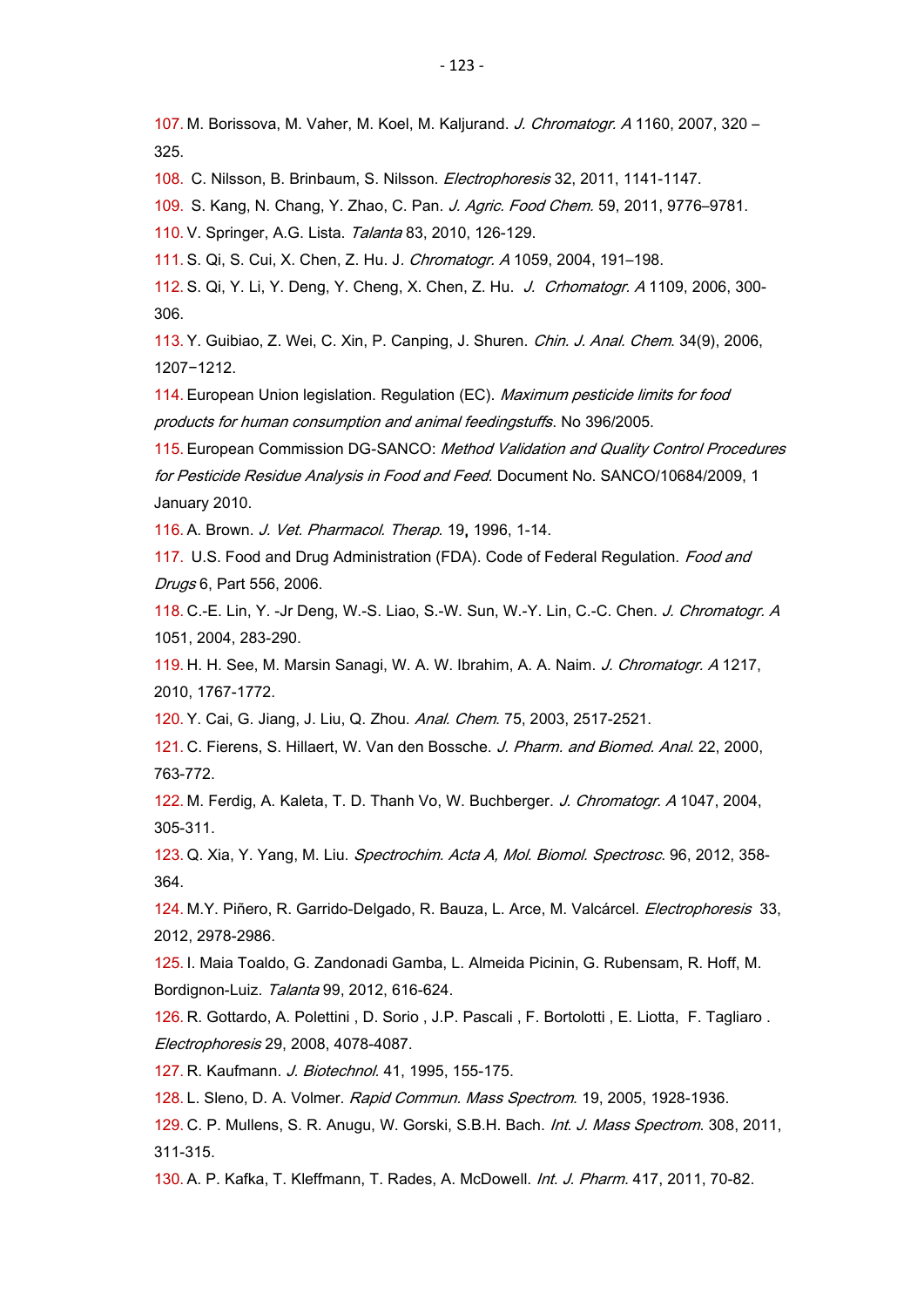107. M. Borissova, M. Vaher, M. Koel, M. Kaljurand. *J. Chromatogr. A* 1160, 2007, 320 – 325.

108. C. Nilsson, B. Brinbaum, S. Nilsson. *Electrophoresis* 32, 2011, 1141-1147.

109. S. Kang, N. Chang, Y. Zhao, C. Pan. *J. Agric. Food Chem.* 59, 2011, 9776–9781.

110. V. Springer, A.G. Lista. *Talanta* 83, 2010, 126-129.

111. S. Qi, S. Cui, X. Chen, Z. Hu. J. *Chromatogr. A* 1059, 2004, 191–198.

112. S. Qi, Y. Li, Y. Deng, Y. Cheng, X. Chen, Z. Hu. *J. Crhomatogr. A* 1109, 2006, 300-306.

113. Y. Guibiao, Z. Wei, C. Xin, P. Canping, J. Shuren. *Chin. J. Anal. Chem.* 34(9), 2006, 1207−1212.

114. European Union legislation. Regulation (EC). *Maximum pesticide limits for food products for human consumption and animal feedingstuffs*. No 396/2005.

115. European Commission DG-SANCO: *Method Validation and Quality Control Procedures for Pesticide Residue Analysis in Food and Feed*. Document No. SANCO/10684/2009, 1 January 2010.

116. A. Brown. *J. Vet. Pharmacol. Therap.* 19, 1996, 1-14.

117. U.S. Food and Drug Administration (FDA). Code of Federal Regulation. *Food and Drugs* 6, Part 556, 2006.

118. C.-E. Lin, Y. -Jr Deng, W.-S. Liao, S.-W. Sun, W.-Y. Lin, C.-C. Chen. *J. Chromatogr. A* 1051, 2004, 283-290.

119. H. H. See, M. Marsin Sanagi, W. A. W. Ibrahim, A. A. Naim. *J. Chromatogr. A* 1217, 2010, 1767-1772.

120. Y. Cai, G. Jiang, J. Liu, Q. Zhou. *Anal. Chem.* 75, 2003, 2517-2521.

121. C. Fierens, S. Hillaert, W. Van den Bossche. *J. Pharm. and Biomed. Anal.* 22, 2000, 763-772.

122. M. Ferdig, A. Kaleta, T. D. Thanh Vo, W. Buchberger. *J. Chromatogr. A* 1047, 2004, 305-311.

123. Q. Xia, Y. Yang, M. Liu. *Spectrochim. Acta A, Mol. Biomol. Spectrosc.* 96, 2012, 358-364.

124. M.Y. Piñero, R. Garrido-Delgado, R. Bauza, L. Arce, M. Valcárcel. *Electrophoresis* 33, 2012, 2978-2986.

125. I. Maia Toaldo, G. Zandonadi Gamba, L. Almeida Picinin, G. Rubensam, R. Hoff, M. Bordignon-Luiz. *Talanta* 99, 2012, 616-624.

126. R. Gottardo, A. Polettini , D. Sorio , J.P. Pascali , F. Bortolotti , E. Liotta, F. Tagliaro . *Electrophoresis* 29, 2008, 4078-4087.

127. R. Kaufmann. *J. Biotechnol.* 41, 1995, 155-175.

128. L. Sleno, D. A. Volmer. *Rapid Commun. Mass Spectrom.* 19, 2005, 1928-1936.

129. C. P. Mullens, S. R. Anugu, W. Gorski, S.B.H. Bach. *Int. J. Mass Spectrom.* 308, 2011, 311-315.

130. A. P. Kafka, T. Kleffmann, T. Rades, A. McDowell. *Int. J. Pharm.* 417, 2011, 70-82.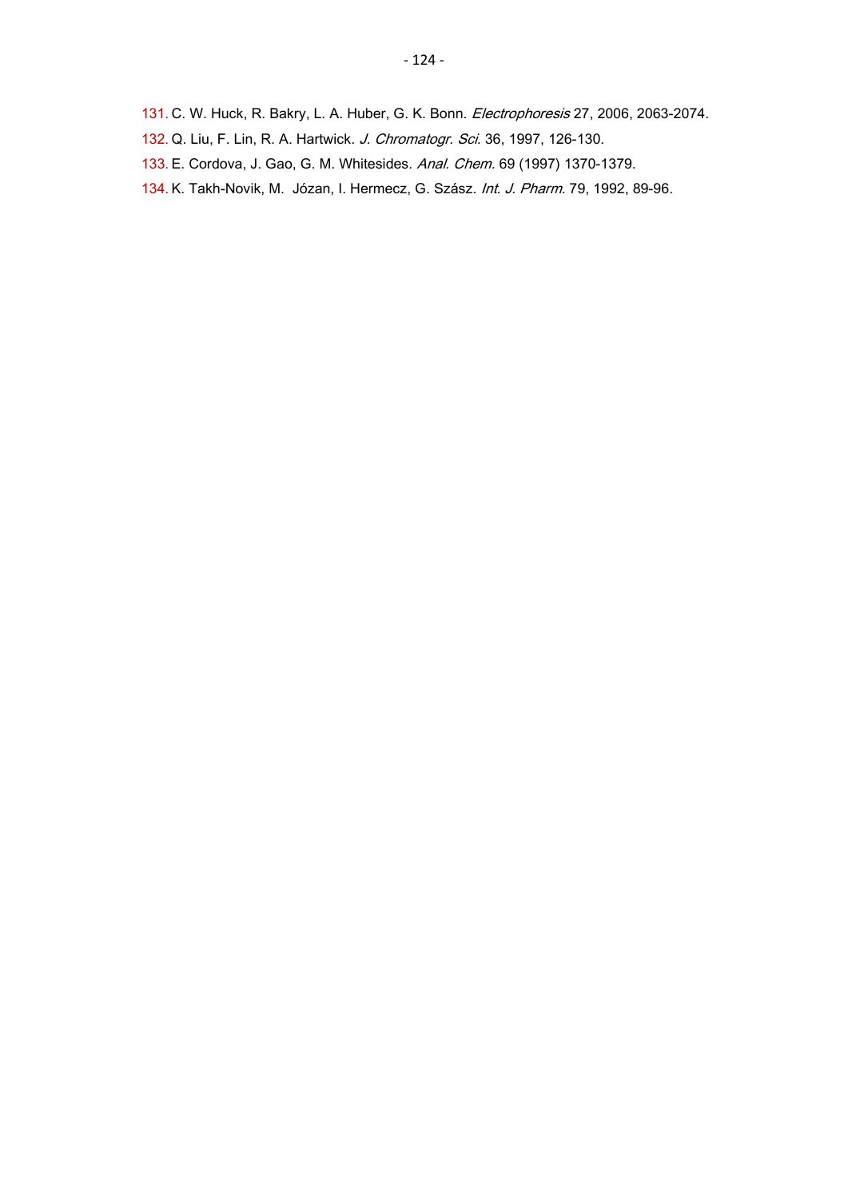131. C. W. Huck, R. Bakry, L. A. Huber, G. K. Bonn. *Electrophoresis* 27, 2006, 2063-2074.
132. Q. Liu, F. Lin, R. A. Hartwick. *J. Chromatogr. Sci.* 36, 1997, 126-130.
133. E. Cordova, J. Gao, G. M. Whitesides. *Anal. Chem.* 69 (1997) 1370-1379.
134. K. Takh-Novik, M. Józan, I. Hermecz, G. Szász. *Int. J. Pharm.* 79, 1992, 89-96.